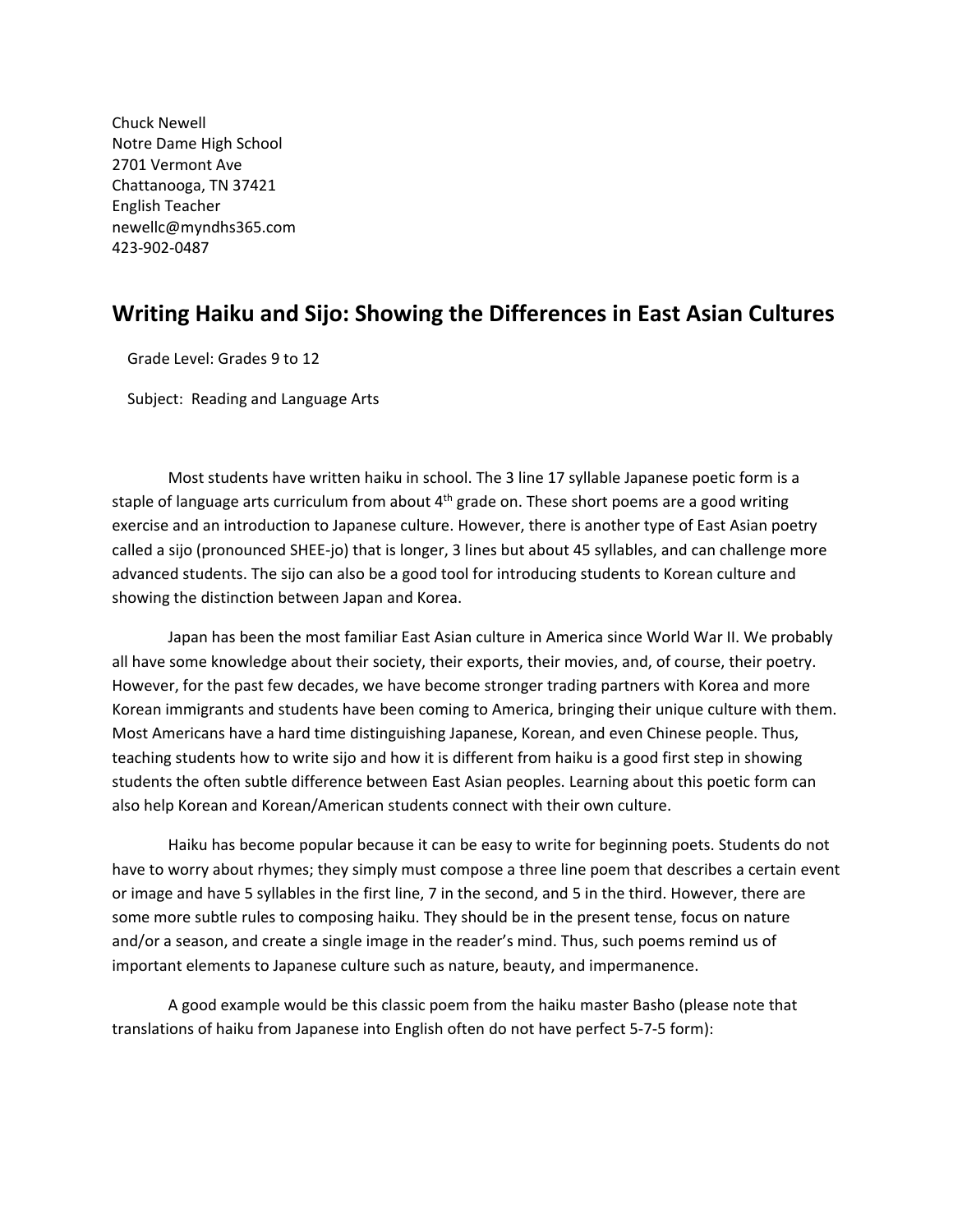Chuck Newell
Notre Dame High School
2701 Vermont Ave
Chattanooga, TN 37421
English Teacher
newellc@myndhs365.com
423-902-0487

## Writing Haiku and Sijo: Showing the Differences in East Asian Cultures

Grade Level: Grades 9 to 12

Subject: Reading and Language Arts

Most students have written haiku in school. The 3 line 17 syllable Japanese poetic form is a staple of language arts curriculum from about 4th grade on. These short poems are a good writing exercise and an introduction to Japanese culture. However, there is another type of East Asian poetry called a sijo (pronounced SHEE-jo) that is longer, 3 lines but about 45 syllables, and can challenge more advanced students. The sijo can also be a good tool for introducing students to Korean culture and showing the distinction between Japan and Korea.

Japan has been the most familiar East Asian culture in America since World War II. We probably all have some knowledge about their society, their exports, their movies, and, of course, their poetry. However, for the past few decades, we have become stronger trading partners with Korea and more Korean immigrants and students have been coming to America, bringing their unique culture with them. Most Americans have a hard time distinguishing Japanese, Korean, and even Chinese people. Thus, teaching students how to write sijo and how it is different from haiku is a good first step in showing students the often subtle difference between East Asian peoples. Learning about this poetic form can also help Korean and Korean/American students connect with their own culture.

Haiku has become popular because it can be easy to write for beginning poets. Students do not have to worry about rhymes; they simply must compose a three line poem that describes a certain event or image and have 5 syllables in the first line, 7 in the second, and 5 in the third. However, there are some more subtle rules to composing haiku. They should be in the present tense, focus on nature and/or a season, and create a single image in the reader's mind. Thus, such poems remind us of important elements to Japanese culture such as nature, beauty, and impermanence.

A good example would be this classic poem from the haiku master Basho (please note that translations of haiku from Japanese into English often do not have perfect 5-7-5 form):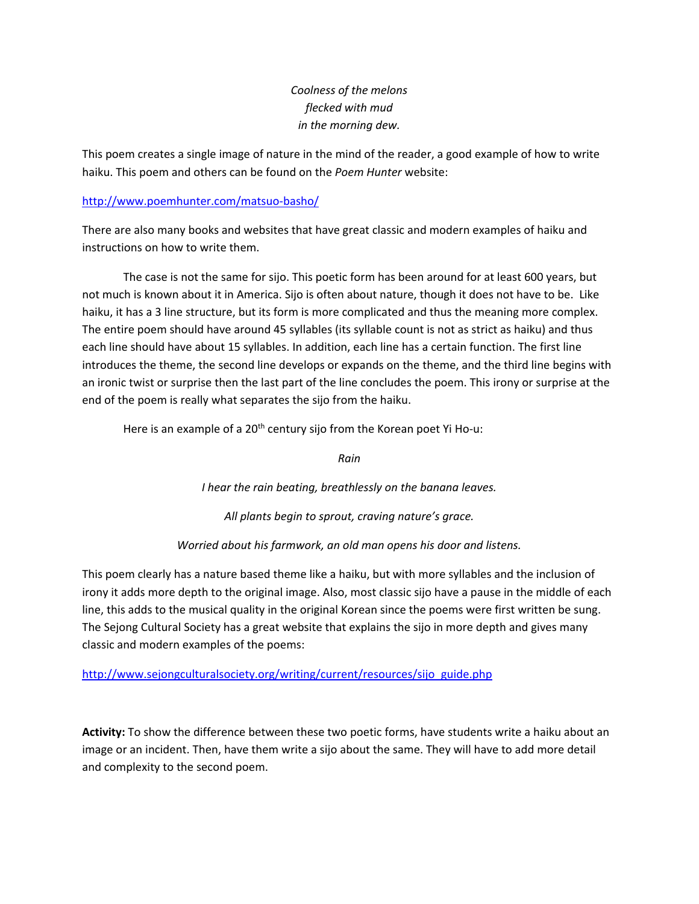*Coolness of the melons*
*flecked with mud*
*in the morning dew.*

This poem creates a single image of nature in the mind of the reader, a good example of how to write haiku. This poem and others can be found on the *Poem Hunter* website:

http://www.poemhunter.com/matsuo-basho/

There are also many books and websites that have great classic and modern examples of haiku and instructions on how to write them.

The case is not the same for sijo. This poetic form has been around for at least 600 years, but not much is known about it in America. Sijo is often about nature, though it does not have to be. Like haiku, it has a 3 line structure, but its form is more complicated and thus the meaning more complex. The entire poem should have around 45 syllables (its syllable count is not as strict as haiku) and thus each line should have about 15 syllables. In addition, each line has a certain function. The first line introduces the theme, the second line develops or expands on the theme, and the third line begins with an ironic twist or surprise then the last part of the line concludes the poem. This irony or surprise at the end of the poem is really what separates the sijo from the haiku.

Here is an example of a 20th century sijo from the Korean poet Yi Ho-u:

*Rain*

*I hear the rain beating, breathlessly on the banana leaves.*

*All plants begin to sprout, craving nature's grace.*

*Worried about his farmwork, an old man opens his door and listens.*

This poem clearly has a nature based theme like a haiku, but with more syllables and the inclusion of irony it adds more depth to the original image. Also, most classic sijo have a pause in the middle of each line, this adds to the musical quality in the original Korean since the poems were first written be sung. The Sejong Cultural Society has a great website that explains the sijo in more depth and gives many classic and modern examples of the poems:

http://www.sejongculturalsociety.org/writing/current/resources/sijo_guide.php

**Activity:** To show the difference between these two poetic forms, have students write a haiku about an image or an incident. Then, have them write a sijo about the same. They will have to add more detail and complexity to the second poem.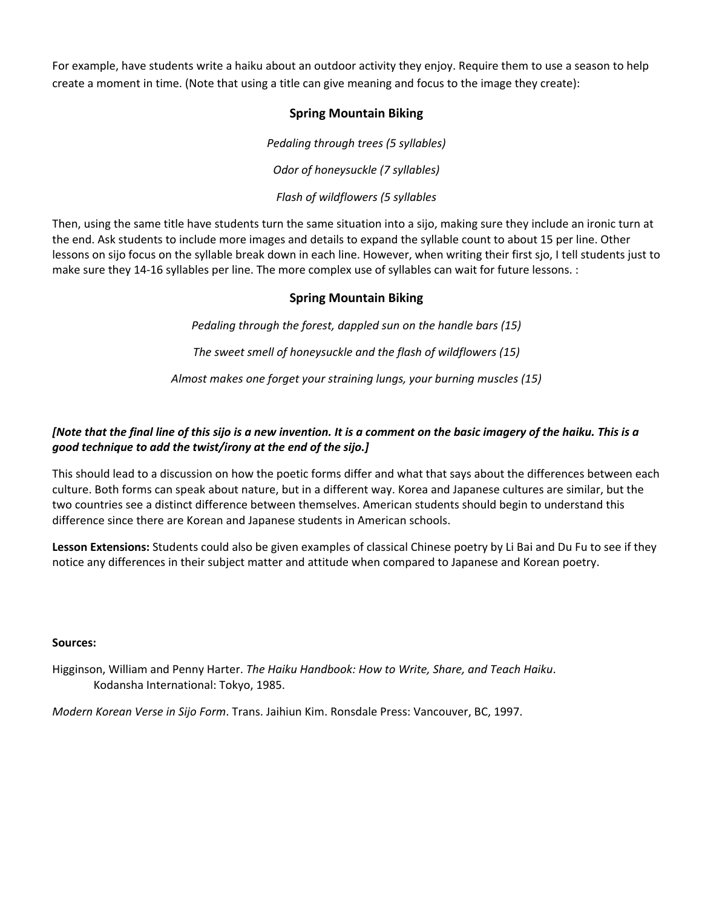For example, have students write a haiku about an outdoor activity they enjoy. Require them to use a season to help create a moment in time. (Note that using a title can give meaning and focus to the image they create):

**Spring Mountain Biking**

*Pedaling through trees (5 syllables)*

*Odor of honeysuckle (7 syllables)*

*Flash of wildflowers (5 syllables*

Then, using the same title have students turn the same situation into a sijo, making sure they include an ironic turn at the end. Ask students to include more images and details to expand the syllable count to about 15 per line. Other lessons on sijo focus on the syllable break down in each line. However, when writing their first sjo, I tell students just to make sure they 14-16 syllables per line. The more complex use of syllables can wait for future lessons. :

**Spring Mountain Biking**

*Pedaling through the forest, dappled sun on the handle bars (15)*

*The sweet smell of honeysuckle and the flash of wildflowers (15)*

*Almost makes one forget your straining lungs, your burning muscles (15)*

***[Note that the final line of this sijo is a new invention. It is a comment on the basic imagery of the haiku. This is a good technique to add the twist/irony at the end of the sijo.]***

This should lead to a discussion on how the poetic forms differ and what that says about the differences between each culture. Both forms can speak about nature, but in a different way. Korea and Japanese cultures are similar, but the two countries see a distinct difference between themselves. American students should begin to understand this difference since there are Korean and Japanese students in American schools.

**Lesson Extensions:** Students could also be given examples of classical Chinese poetry by Li Bai and Du Fu to see if they notice any differences in their subject matter and attitude when compared to Japanese and Korean poetry.

**Sources:**

Higginson, William and Penny Harter. *The Haiku Handbook: How to Write, Share, and Teach Haiku*. Kodansha International: Tokyo, 1985.

*Modern Korean Verse in Sijo Form*. Trans. Jaihiun Kim. Ronsdale Press: Vancouver, BC, 1997.